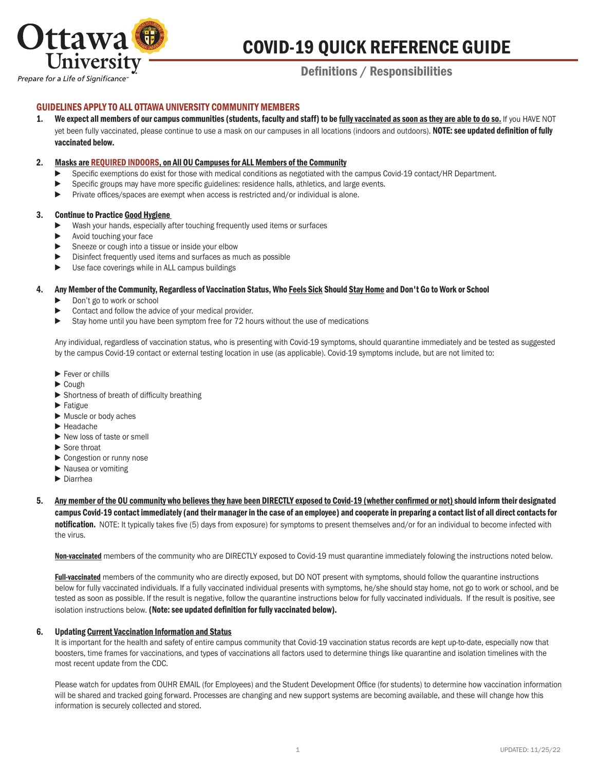# COVID-19 QUICK REFERENCE GUIDE

## Definitions / Responsibilities

### GUIDELINES APPLY TO ALL OTTAWA UNIVERSITY COMMUNITY MEMBERS

1. **We expect all members of our campus communities (students, faculty and staff) to be fully vaccinated as soon as they are able to do so.** If you HAVE NOT yet been fully vaccinated, please continue to use a mask on our campuses in all locations (indoors and outdoors). **NOTE: see updated definition of fully vaccinated below.**

2. **Masks are REQUIRED INDOORS, on All OU Campuses for ALL Members of the Community**
   - Specific exemptions do exist for those with medical conditions as negotiated with the campus Covid-19 contact/HR Department.
   - Specific groups may have more specific guidelines: residence halls, athletics, and large events.
   - Private offices/spaces are exempt when access is restricted and/or individual is alone.

3. **Continue to Practice Good Hygiene**
   - Wash your hands, especially after touching frequently used items or surfaces
   - Avoid touching your face
   - Sneeze or cough into a tissue or inside your elbow
   - Disinfect frequently used items and surfaces as much as possible
   - Use face coverings while in ALL campus buildings

4. **Any Member of the Community, Regardless of Vaccination Status, Who Feels Sick Should Stay Home and Don't Go to Work or School**
   - Don't go to work or school
   - Contact and follow the advice of your medical provider.
   - Stay home until you have been symptom free for 72 hours without the use of medications

   Any individual, regardless of vaccination status, who is presenting with Covid-19 symptoms, should quarantine immediately and be tested as suggested by the campus Covid-19 contact or external testing location in use (as applicable). Covid-19 symptoms include, but are not limited to:

   - Fever or chills
   - Cough
   - Shortness of breath of difficulty breathing
   - Fatigue
   - Muscle or body aches
   - Headache
   - New loss of taste or smell
   - Sore throat
   - Congestion or runny nose
   - Nausea or vomiting
   - Diarrhea

5. **Any member of the OU community who believes they have been DIRECTLY exposed to Covid-19 (whether confirmed or not) should inform their designated campus Covid-19 contact immediately (and their manager in the case of an employee) and cooperate in preparing a contact list of all direct contacts for notification.** NOTE: It typically takes five (5) days from exposure) for symptoms to present themselves and/or for an individual to become infected with the virus.

   **Non-vaccinated** members of the community who are DIRECTLY exposed to Covid-19 must quarantine immediately folowing the instructions noted below.

   **Full-vaccinated** members of the community who are directly exposed, but DO NOT present with symptoms, should follow the quarantine instructions below for fully vaccinated individuals. If a fully vaccinated individual presents with symptoms, he/she should stay home, not go to work or school, and be tested as soon as possible. If the result is negative, follow the quarantine instructions below for fully vaccinated individuals. If the result is positive, see isolation instructions below. **(Note: see updated definition for fully vaccinated below).**

6. **Updating Current Vaccination Information and Status**

   It is important for the health and safety of entire campus community that Covid-19 vaccination status records are kept up-to-date, especially now that boosters, time frames for vaccinations, and types of vaccinations all factors used to determine things like quarantine and isolation timelines with the most recent update from the CDC.

   Please watch for updates from OUHR EMAIL (for Employees) and the Student Development Office (for students) to determine how vaccination information will be shared and tracked going forward. Processes are changing and new support systems are becoming available, and these will change how this information is securely collected and stored.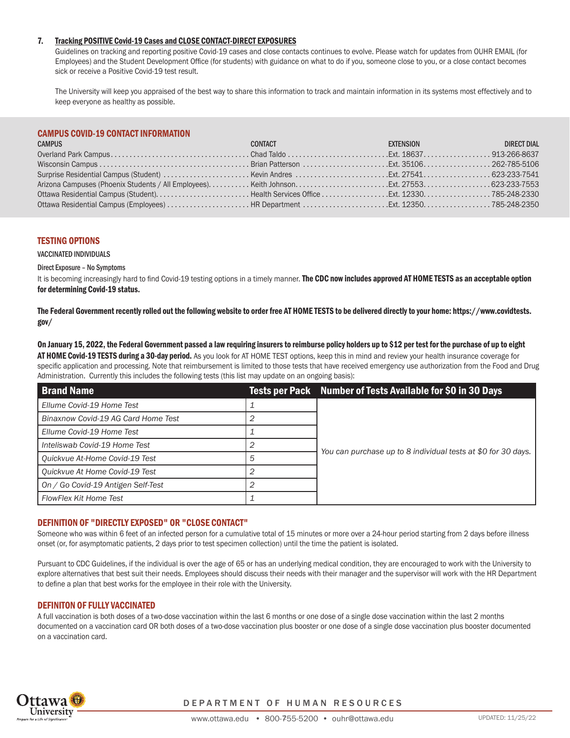7. **Tracking POSITIVE Covid-19 Cases and CLOSE CONTACT-DIRECT EXPOSURES**

   Guidelines on tracking and reporting positive Covid-19 cases and close contacts continues to evolve. Please watch for updates from OUHR EMAIL (for Employees) and the Student Development Office (for students) with guidance on what to do if you, someone close to you, or a close contact becomes sick or receive a Positive Covid-19 test result.

   The University will keep you appraised of the best way to share this information to track and maintain information in its systems most effectively and to keep everyone as healthy as possible.

## CAMPUS COVID-19 CONTACT INFORMATION

| CAMPUS | CONTACT | EXTENSION | DIRECT DIAL |
|---|---|---|---|
| Overland Park Campus | Chad Taldo | Ext. 18637 | 913-266-8637 |
| Wisconsin Campus | Brian Patterson | Ext. 35106 | 262-785-5106 |
| Surprise Residential Campus (Student) | Kevin Andres | Ext. 27541 | 623-233-7541 |
| Arizona Campuses (Phoenix Students / All Employees) | Keith Johnson | Ext. 27553 | 623-233-7553 |
| Ottawa Residential Campus (Student) | Health Services Office | Ext. 12330 | 785-248-2330 |
| Ottawa Residential Campus (Employees) | HR Department | Ext. 12350 | 785-248-2350 |

## TESTING OPTIONS

VACCINATED INDIVIDUALS

Direct Exposure – No Symptoms

It is becoming increasingly hard to find Covid-19 testing options in a timely manner. **The CDC now includes approved AT HOME TESTS as an acceptable option for determining Covid-19 status.**

**The Federal Government recently rolled out the following website to order free AT HOME TESTS to be delivered directly to your home: https://www.covidtests.gov/**

**On January 15, 2022, the Federal Government passed a law requiring insurers to reimburse policy holders up to $12 per test for the purchase of up to eight AT HOME Covid-19 TESTS during a 30-day period.** As you look for AT HOME TEST options, keep this in mind and review your health insurance coverage for specific application and processing. Note that reimbursement is limited to those tests that have received emergency use authorization from the Food and Drug Administration. Currently this includes the following tests (this list may update on an ongoing basis):

| Brand Name | Tests per Pack | Number of Tests Available for $0 in 30 Days |
|---|---|---|
| *Ellume Covid-19 Home Test* | *1* | *You can purchase up to 8 individual tests at $0 for 30 days.* |
| *Binaxnow Covid-19 AG Card Home Test* | *2* | |
| *Ellume Covid-19 Home Test* | *1* | |
| *Inteliswab Covid-19 Home Test* | *2* | |
| *Quickvue At-Home Covid-19 Test* | *5* | |
| *Quickvue At Home Covid-19 Test* | *2* | |
| *On / Go Covid-19 Antigen Self-Test* | *2* | |
| *FlowFlex Kit Home Test* | *1* | |

## DEFINITION OF "DIRECTLY EXPOSED" OR "CLOSE CONTACT"

Someone who was within 6 feet of an infected person for a cumulative total of 15 minutes or more over a 24-hour period starting from 2 days before illness onset (or, for asymptomatic patients, 2 days prior to test specimen collection) until the time the patient is isolated.

Pursuant to CDC Guidelines, if the individual is over the age of 65 or has an underlying medical condition, they are encouraged to work with the University to explore alternatives that best suit their needs. Employees should discuss their needs with their manager and the supervisor will work with the HR Department to define a plan that best works for the employee in their role with the University.

## DEFINITON OF FULLY VACCINATED

A full vaccination is both doses of a two-dose vaccination within the last 6 months or one dose of a single dose vaccination within the last 2 months documented on a vaccination card OR both doses of a two-dose vaccination plus booster or one dose of a single dose vaccination plus booster documented on a vaccination card.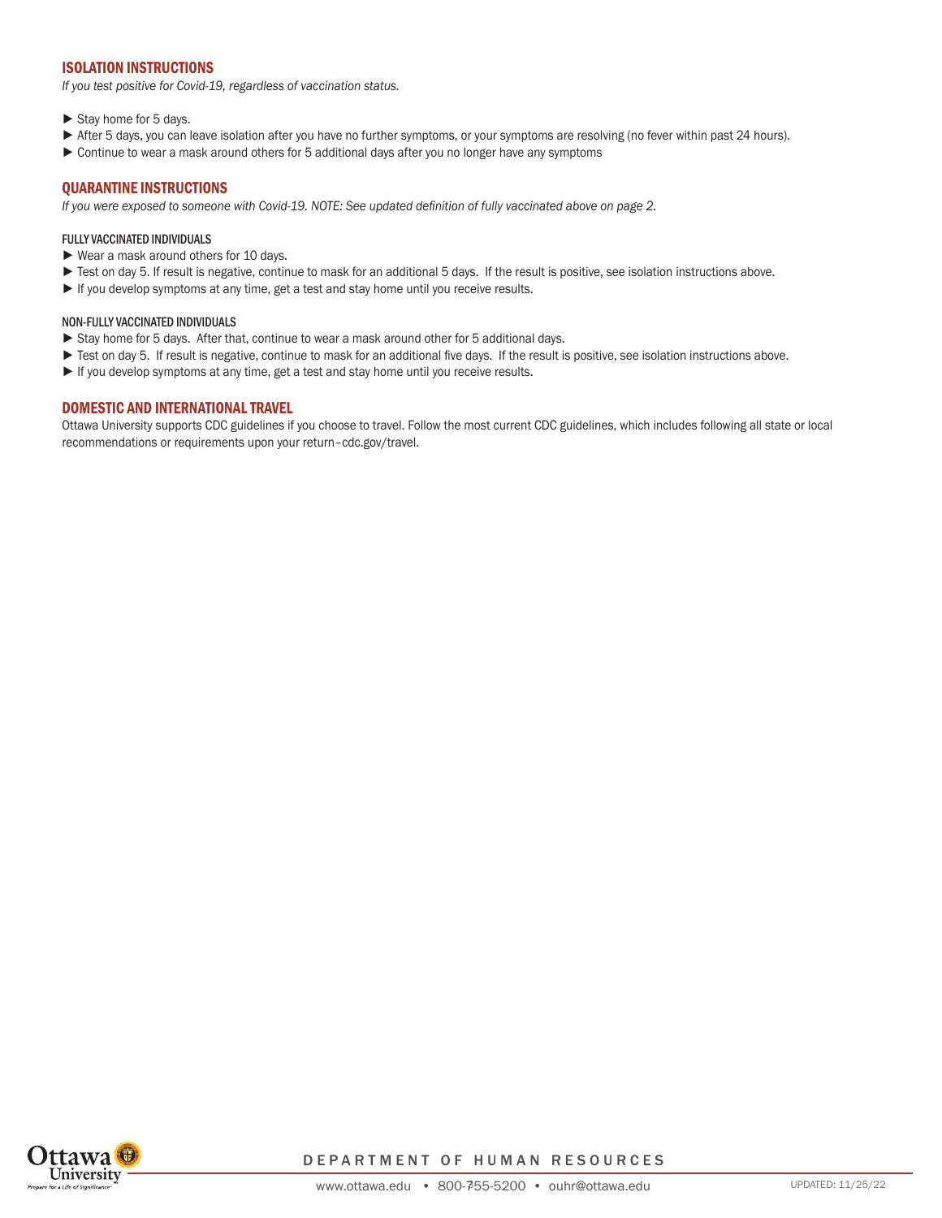## ISOLATION INSTRUCTIONS

*If you test positive for Covid-19, regardless of vaccination status.*

- ► Stay home for 5 days.
- ► After 5 days, you can leave isolation after you have no further symptoms, or your symptoms are resolving (no fever within past 24 hours).
- ► Continue to wear a mask around others for 5 additional days after you no longer have any symptoms

## QUARANTINE INSTRUCTIONS

*If you were exposed to someone with Covid-19. NOTE: See updated definition of fully vaccinated above on page 2.*

### FULLY VACCINATED INDIVIDUALS

- ► Wear a mask around others for 10 days.
- ► Test on day 5. If result is negative, continue to mask for an additional 5 days. If the result is positive, see isolation instructions above.
- ► If you develop symptoms at any time, get a test and stay home until you receive results.

### NON-FULLY VACCINATED INDIVIDUALS

- ► Stay home for 5 days. After that, continue to wear a mask around other for 5 additional days.
- ► Test on day 5. If result is negative, continue to mask for an additional five days. If the result is positive, see isolation instructions above.
- ► If you develop symptoms at any time, get a test and stay home until you receive results.

## DOMESTIC AND INTERNATIONAL TRAVEL

Ottawa University supports CDC guidelines if you choose to travel. Follow the most current CDC guidelines, which includes following all state or local recommendations or requirements upon your return–cdc.gov/travel.

DEPARTMENT OF HUMAN RESOURCES

www.ottawa.edu • 800-755-5200 • ouhr@ottawa.edu

UPDATED: 11/25/22